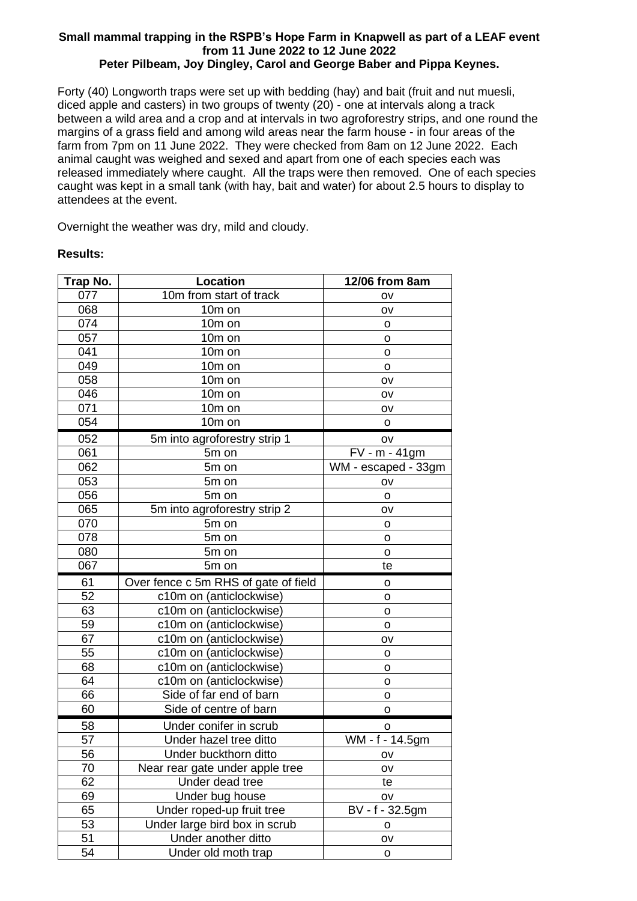**Small mammal trapping in the RSPB's Hope Farm in Knapwell as part of a LEAF event from 11 June 2022 to 12 June 2022**
**Peter Pilbeam, Joy Dingley, Carol and George Baber and Pippa Keynes.**

Forty (40) Longworth traps were set up with bedding (hay) and bait (fruit and nut muesli, diced apple and casters) in two groups of twenty (20) - one at intervals along a track between a wild area and a crop and at intervals in two agroforestry strips, and one round the margins of a grass field and among wild areas near the farm house - in four areas of the farm from 7pm on 11 June 2022. They were checked from 8am on 12 June 2022. Each animal caught was weighed and sexed and apart from one of each species each was released immediately where caught. All the traps were then removed. One of each species caught was kept in a small tank (with hay, bait and water) for about 2.5 hours to display to attendees at the event.

Overnight the weather was dry, mild and cloudy.

**Results:**

| Trap No. | Location | 12/06 from 8am |
|---|---|---|
| 077 | 10m from start of track | ov |
| 068 | 10m on | ov |
| 074 | 10m on | o |
| 057 | 10m on | o |
| 041 | 10m on | o |
| 049 | 10m on | o |
| 058 | 10m on | ov |
| 046 | 10m on | ov |
| 071 | 10m on | ov |
| 054 | 10m on | o |
| 052 | 5m into agroforestry strip 1 | ov |
| 061 | 5m on | FV - m - 41gm |
| 062 | 5m on | WM - escaped - 33gm |
| 053 | 5m on | ov |
| 056 | 5m on | o |
| 065 | 5m into agroforestry strip 2 | ov |
| 070 | 5m on | o |
| 078 | 5m on | o |
| 080 | 5m on | o |
| 067 | 5m on | te |
| 61 | Over fence c 5m RHS of gate of field | o |
| 52 | c10m on (anticlockwise) | o |
| 63 | c10m on (anticlockwise) | o |
| 59 | c10m on (anticlockwise) | o |
| 67 | c10m on (anticlockwise) | ov |
| 55 | c10m on (anticlockwise) | o |
| 68 | c10m on (anticlockwise) | o |
| 64 | c10m on (anticlockwise) | o |
| 66 | Side of far end of barn | o |
| 60 | Side of centre of barn | o |
| 58 | Under conifer in scrub | o |
| 57 | Under hazel tree ditto | WM - f - 14.5gm |
| 56 | Under buckthorn ditto | ov |
| 70 | Near rear gate under apple tree | ov |
| 62 | Under dead tree | te |
| 69 | Under bug house | ov |
| 65 | Under roped-up fruit tree | BV - f - 32.5gm |
| 53 | Under large bird box in scrub | o |
| 51 | Under another ditto | ov |
| 54 | Under old moth trap | o |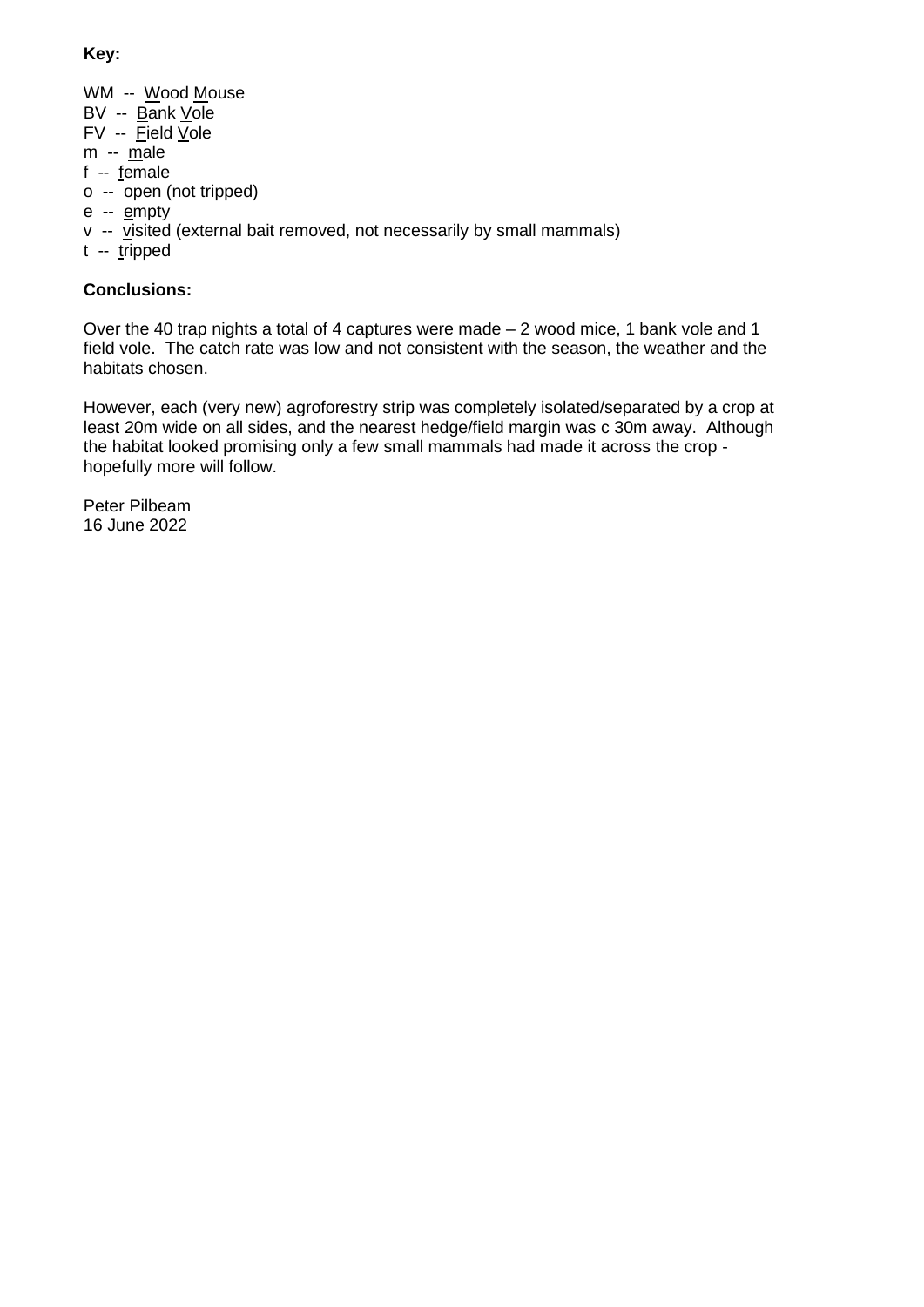**Key:**

WM -- Wood Mouse
BV -- Bank Vole
FV -- Field Vole
m -- male
f -- female
o -- open (not tripped)
e -- empty
v -- visited (external bait removed, not necessarily by small mammals)
t -- tripped

**Conclusions:**

Over the 40 trap nights a total of 4 captures were made – 2 wood mice, 1 bank vole and 1 field vole. The catch rate was low and not consistent with the season, the weather and the habitats chosen.

However, each (very new) agroforestry strip was completely isolated/separated by a crop at least 20m wide on all sides, and the nearest hedge/field margin was c 30m away. Although the habitat looked promising only a few small mammals had made it across the crop - hopefully more will follow.

Peter Pilbeam
16 June 2022